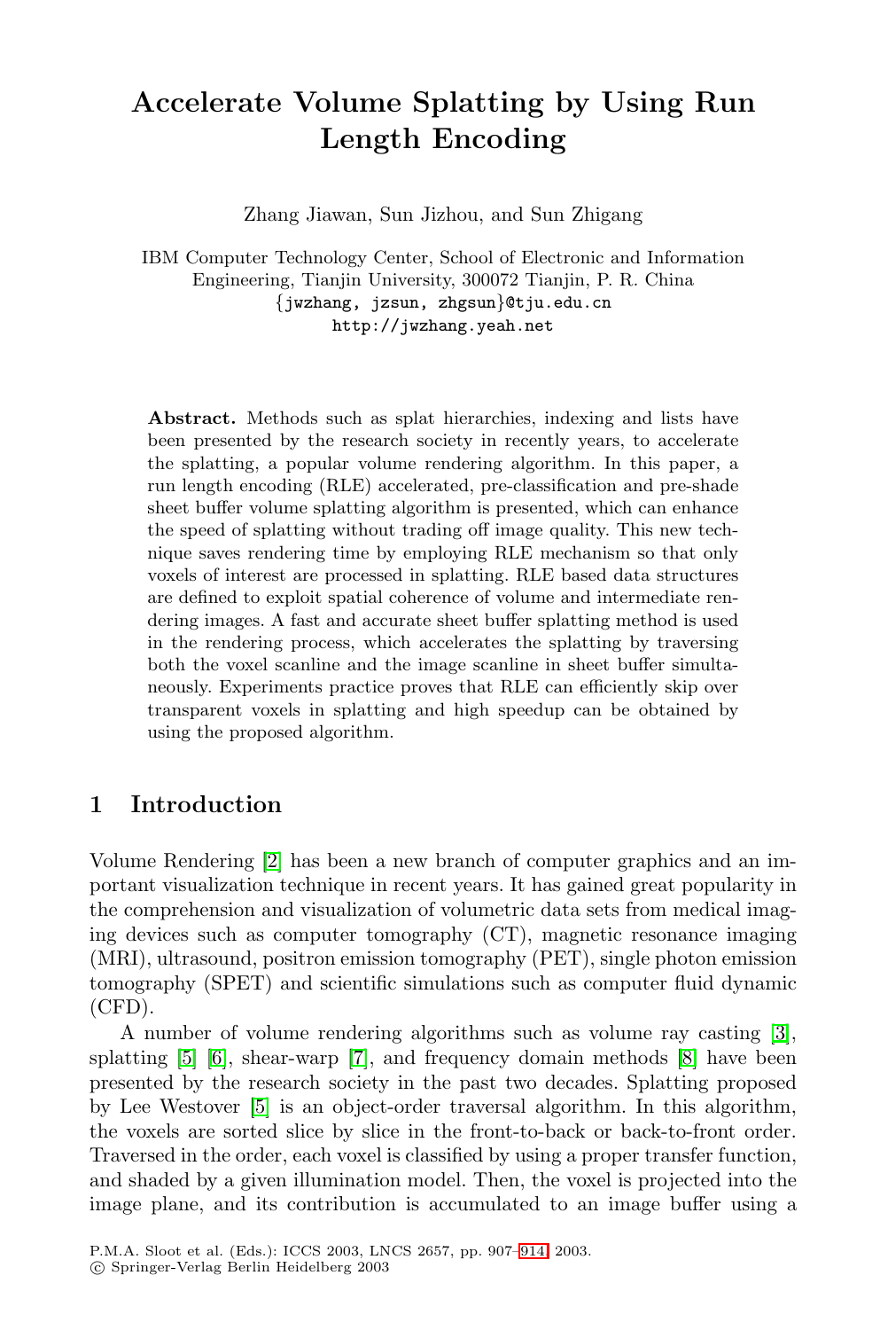# Accelerate Volume Splatting by Using Run Length Encoding

Zhang Jiawan, Sun Jizhou, and Sun Zhigang

IBM Computer Technology Center, School of Electronic and Information Engineering, Tianjin University, 300072 Tianjin, P. R. China
{jwzhang, jzsun, zhgsun}@tju.edu.cn
http://jwzhang.yeah.net

**Abstract.** Methods such as splat hierarchies, indexing and lists have been presented by the research society in recently years, to accelerate the splatting, a popular volume rendering algorithm. In this paper, a run length encoding (RLE) accelerated, pre-classification and pre-shade sheet buffer volume splatting algorithm is presented, which can enhance the speed of splatting without trading off image quality. This new technique saves rendering time by employing RLE mechanism so that only voxels of interest are processed in splatting. RLE based data structures are defined to exploit spatial coherence of volume and intermediate rendering images. A fast and accurate sheet buffer splatting method is used in the rendering process, which accelerates the splatting by traversing both the voxel scanline and the image scanline in sheet buffer simultaneously. Experiments practice proves that RLE can efficiently skip over transparent voxels in splatting and high speedup can be obtained by using the proposed algorithm.

## 1 Introduction

Volume Rendering [2] has been a new branch of computer graphics and an important visualization technique in recent years. It has gained great popularity in the comprehension and visualization of volumetric data sets from medical imaging devices such as computer tomography (CT), magnetic resonance imaging (MRI), ultrasound, positron emission tomography (PET), single photon emission tomography (SPET) and scientific simulations such as computer fluid dynamic (CFD).

A number of volume rendering algorithms such as volume ray casting [3], splatting [5] [6], shear-warp [7], and frequency domain methods [8] have been presented by the research society in the past two decades. Splatting proposed by Lee Westover [5] is an object-order traversal algorithm. In this algorithm, the voxels are sorted slice by slice in the front-to-back or back-to-front order. Traversed in the order, each voxel is classified by using a proper transfer function, and shaded by a given illumination model. Then, the voxel is projected into the image plane, and its contribution is accumulated to an image buffer using a

P.M.A. Sloot et al. (Eds.): ICCS 2003, LNCS 2657, pp. 907–914, 2003.
© Springer-Verlag Berlin Heidelberg 2003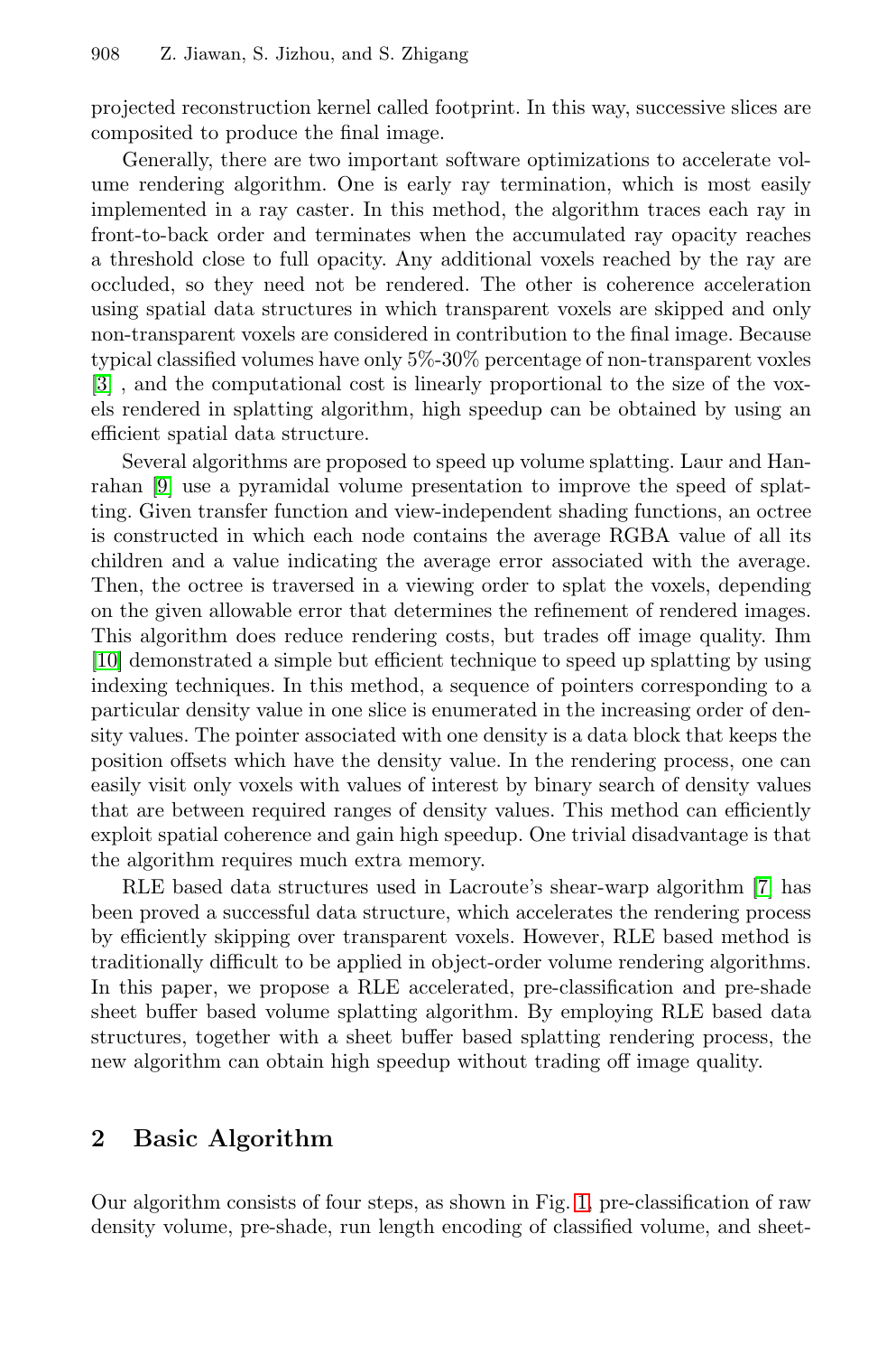projected reconstruction kernel called footprint. In this way, successive slices are composited to produce the final image.

Generally, there are two important software optimizations to accelerate volume rendering algorithm. One is early ray termination, which is most easily implemented in a ray caster. In this method, the algorithm traces each ray in front-to-back order and terminates when the accumulated ray opacity reaches a threshold close to full opacity. Any additional voxels reached by the ray are occluded, so they need not be rendered. The other is coherence acceleration using spatial data structures in which transparent voxels are skipped and only non-transparent voxels are considered in contribution to the final image. Because typical classified volumes have only 5%-30% percentage of non-transparent voxles [3] , and the computational cost is linearly proportional to the size of the voxels rendered in splatting algorithm, high speedup can be obtained by using an efficient spatial data structure.

Several algorithms are proposed to speed up volume splatting. Laur and Hanrahan [9] use a pyramidal volume presentation to improve the speed of splatting. Given transfer function and view-independent shading functions, an octree is constructed in which each node contains the average RGBA value of all its children and a value indicating the average error associated with the average. Then, the octree is traversed in a viewing order to splat the voxels, depending on the given allowable error that determines the refinement of rendered images. This algorithm does reduce rendering costs, but trades off image quality. Ihm [10] demonstrated a simple but efficient technique to speed up splatting by using indexing techniques. In this method, a sequence of pointers corresponding to a particular density value in one slice is enumerated in the increasing order of density values. The pointer associated with one density is a data block that keeps the position offsets which have the density value. In the rendering process, one can easily visit only voxels with values of interest by binary search of density values that are between required ranges of density values. This method can efficiently exploit spatial coherence and gain high speedup. One trivial disadvantage is that the algorithm requires much extra memory.

RLE based data structures used in Lacroute's shear-warp algorithm [7] has been proved a successful data structure, which accelerates the rendering process by efficiently skipping over transparent voxels. However, RLE based method is traditionally difficult to be applied in object-order volume rendering algorithms. In this paper, we propose a RLE accelerated, pre-classification and pre-shade sheet buffer based volume splatting algorithm. By employing RLE based data structures, together with a sheet buffer based splatting rendering process, the new algorithm can obtain high speedup without trading off image quality.

## 2 Basic Algorithm

Our algorithm consists of four steps, as shown in Fig. 1, pre-classification of raw density volume, pre-shade, run length encoding of classified volume, and sheet-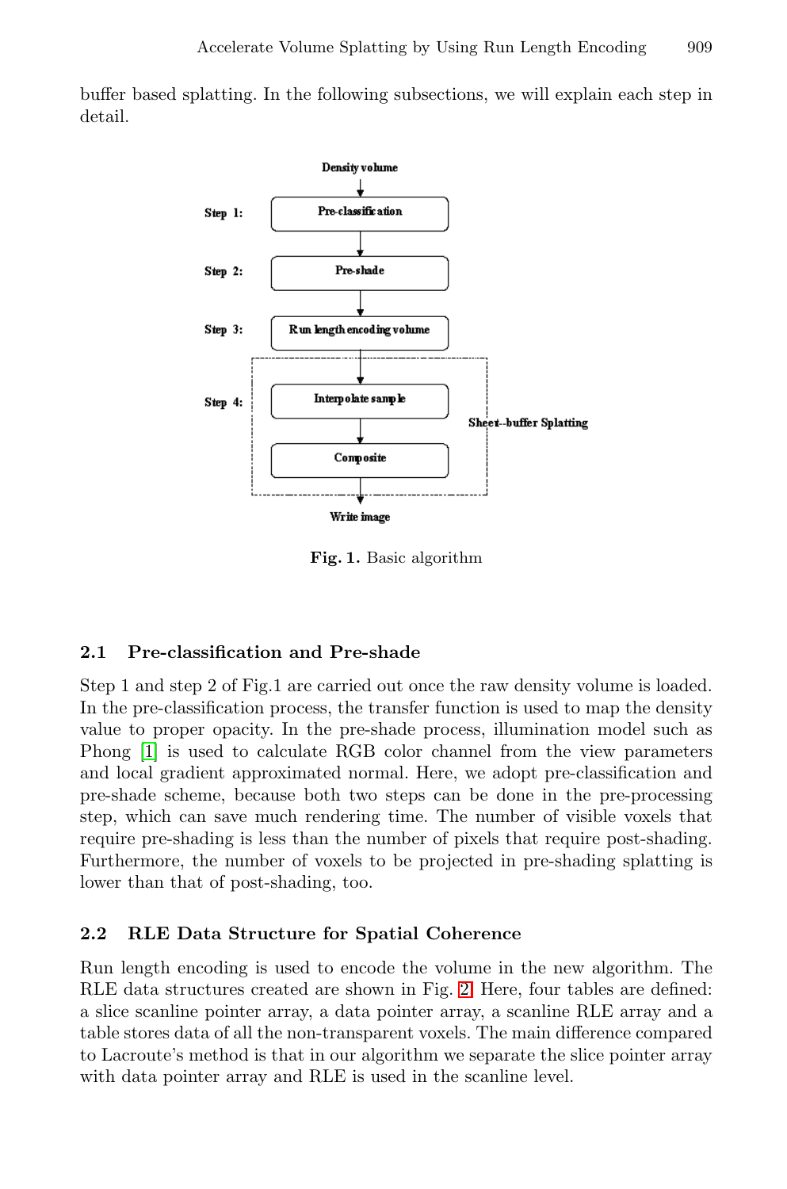buffer based splatting. In the following subsections, we will explain each step in detail.

Fig. 1. Basic algorithm

### 2.1 Pre-classification and Pre-shade

Step 1 and step 2 of Fig.1 are carried out once the raw density volume is loaded. In the pre-classification process, the transfer function is used to map the density value to proper opacity. In the pre-shade process, illumination model such as Phong [1] is used to calculate RGB color channel from the view parameters and local gradient approximated normal. Here, we adopt pre-classification and pre-shade scheme, because both two steps can be done in the pre-processing step, which can save much rendering time. The number of visible voxels that require pre-shading is less than the number of pixels that require post-shading. Furthermore, the number of voxels to be projected in pre-shading splatting is lower than that of post-shading, too.

### 2.2 RLE Data Structure for Spatial Coherence

Run length encoding is used to encode the volume in the new algorithm. The RLE data structures created are shown in Fig. 2. Here, four tables are defined: a slice scanline pointer array, a data pointer array, a scanline RLE array and a table stores data of all the non-transparent voxels. The main difference compared to Lacroute's method is that in our algorithm we separate the slice pointer array with data pointer array and RLE is used in the scanline level.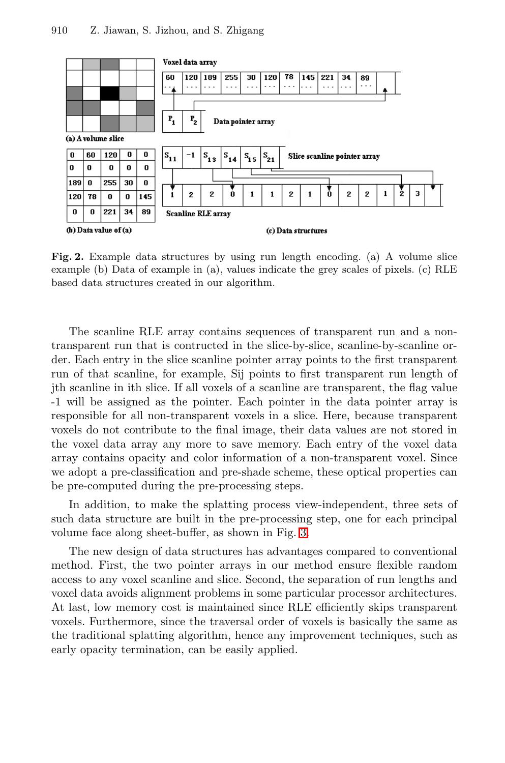**(b) Data value of (a)**

| 0 | 60 | 120 | 0 | 0 |
|---|---|---|---|---|
| 0 | 0 | 0 | 0 | 0 |
| 189 | 0 | 255 | 30 | 0 |
| 120 | 78 | 0 | 0 | 145 |
| 0 | 0 | 221 | 34 | 89 |

**Fig. 2.** Example data structures by using run length encoding. (a) A volume slice example (b) Data of example in (a), values indicate the grey scales of pixels. (c) RLE based data structures created in our algorithm.

The scanline RLE array contains sequences of transparent run and a non-transparent run that is contructed in the slice-by-slice, scanline-by-scanline order. Each entry in the slice scanline pointer array points to the first transparent run of that scanline, for example, Sij points to first transparent run length of jth scanline in ith slice. If all voxels of a scanline are transparent, the flag value -1 will be assigned as the pointer. Each pointer in the data pointer array is responsible for all non-transparent voxels in a slice. Here, because transparent voxels do not contribute to the final image, their data values are not stored in the voxel data array any more to save memory. Each entry of the voxel data array contains opacity and color information of a non-transparent voxel. Since we adopt a pre-classification and pre-shade scheme, these optical properties can be pre-computed during the pre-processing steps.

In addition, to make the splatting process view-independent, three sets of such data structure are built in the pre-processing step, one for each principal volume face along sheet-buffer, as shown in Fig. 3.

The new design of data structures has advantages compared to conventional method. First, the two pointer arrays in our method ensure flexible random access to any voxel scanline and slice. Second, the separation of run lengths and voxel data avoids alignment problems in some particular processor architectures. At last, low memory cost is maintained since RLE efficiently skips transparent voxels. Furthermore, since the traversal order of voxels is basically the same as the traditional splatting algorithm, hence any improvement techniques, such as early opacity termination, can be easily applied.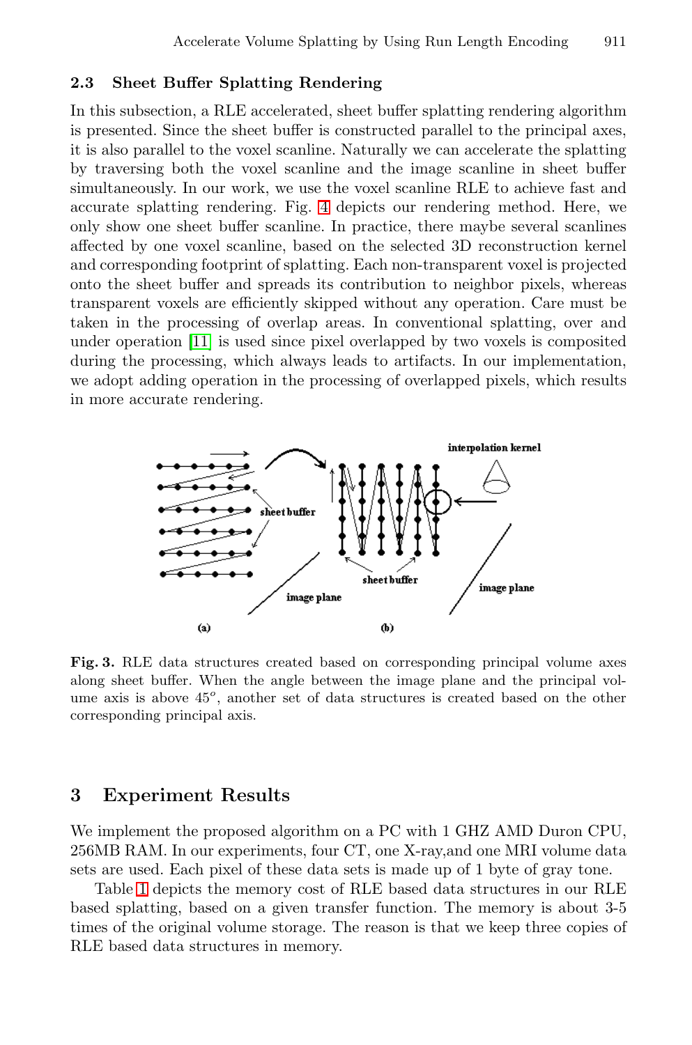### 2.3 Sheet Buffer Splatting Rendering

In this subsection, a RLE accelerated, sheet buffer splatting rendering algorithm is presented. Since the sheet buffer is constructed parallel to the principal axes, it is also parallel to the voxel scanline. Naturally we can accelerate the splatting by traversing both the voxel scanline and the image scanline in sheet buffer simultaneously. In our work, we use the voxel scanline RLE to achieve fast and accurate splatting rendering. Fig. 4 depicts our rendering method. Here, we only show one sheet buffer scanline. In practice, there maybe several scanlines affected by one voxel scanline, based on the selected 3D reconstruction kernel and corresponding footprint of splatting. Each non-transparent voxel is projected onto the sheet buffer and spreads its contribution to neighbor pixels, whereas transparent voxels are efficiently skipped without any operation. Care must be taken in the processing of overlap areas. In conventional splatting, over and under operation [11] is used since pixel overlapped by two voxels is composited during the processing, which always leads to artifacts. In our implementation, we adopt adding operation in the processing of overlapped pixels, which results in more accurate rendering.

**Fig. 3.** RLE data structures created based on corresponding principal volume axes along sheet buffer. When the angle between the image plane and the principal volume axis is above $45^o$, another set of data structures is created based on the other corresponding principal axis.

## 3 Experiment Results

We implement the proposed algorithm on a PC with 1 GHZ AMD Duron CPU, 256MB RAM. In our experiments, four CT, one X-ray,and one MRI volume data sets are used. Each pixel of these data sets is made up of 1 byte of gray tone.

Table 1 depicts the memory cost of RLE based data structures in our RLE based splatting, based on a given transfer function. The memory is about 3-5 times of the original volume storage. The reason is that we keep three copies of RLE based data structures in memory.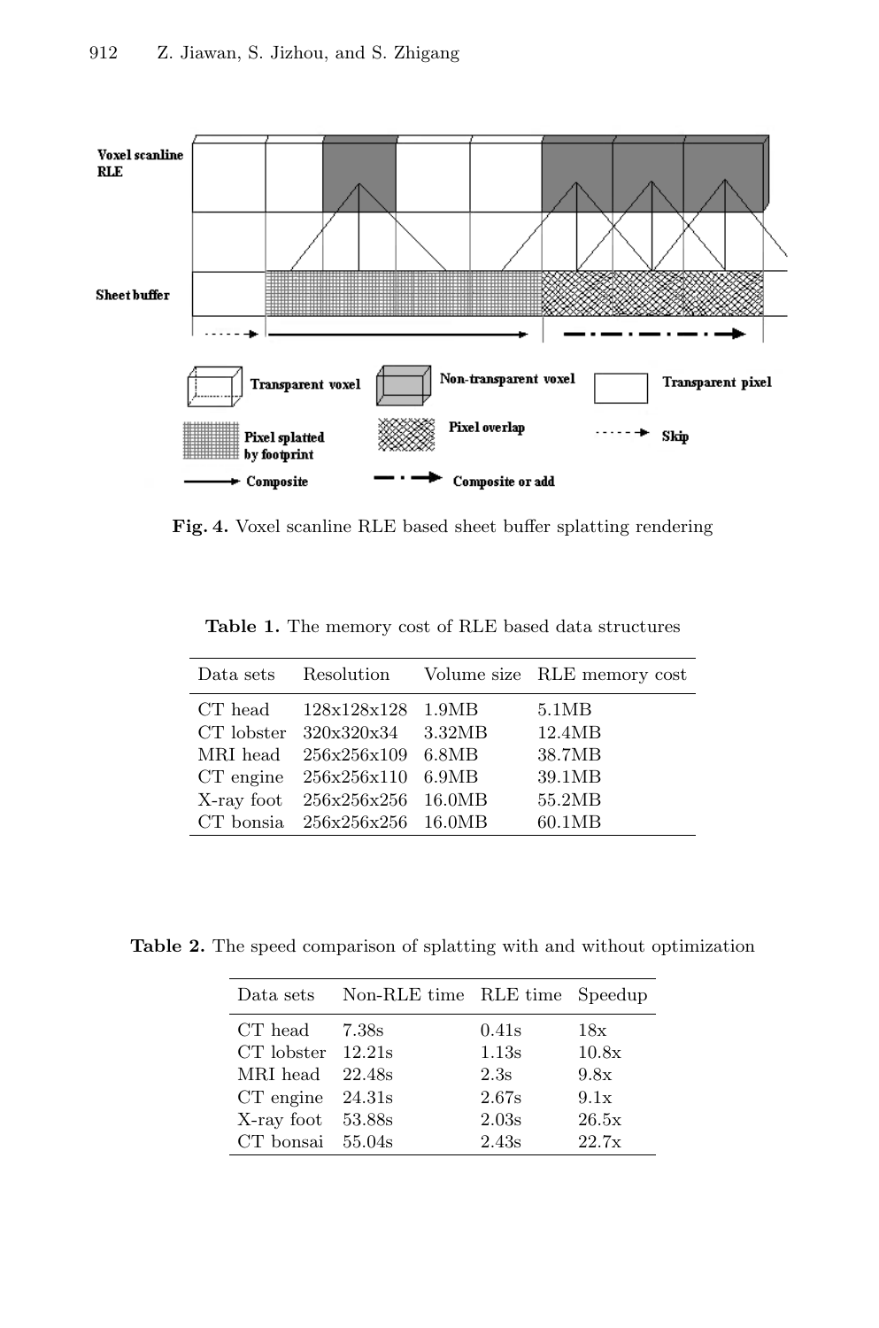**Fig. 4.** Voxel scanline RLE based sheet buffer splatting rendering

**Table 1.** The memory cost of RLE based data structures

| Data sets | Resolution | Volume size | RLE memory cost |
|---|---|---|---|
| CT head | 128x128x128 | 1.9MB | 5.1MB |
| CT lobster | 320x320x34 | 3.32MB | 12.4MB |
| MRI head | 256x256x109 | 6.8MB | 38.7MB |
| CT engine | 256x256x110 | 6.9MB | 39.1MB |
| X-ray foot | 256x256x256 | 16.0MB | 55.2MB |
| CT bonsia | 256x256x256 | 16.0MB | 60.1MB |

**Table 2.** The speed comparison of splatting with and without optimization

| Data sets | Non-RLE time | RLE time | Speedup |
|---|---|---|---|
| CT head | 7.38s | 0.41s | 18x |
| CT lobster | 12.21s | 1.13s | 10.8x |
| MRI head | 22.48s | 2.3s | 9.8x |
| CT engine | 24.31s | 2.67s | 9.1x |
| X-ray foot | 53.88s | 2.03s | 26.5x |
| CT bonsai | 55.04s | 2.43s | 22.7x |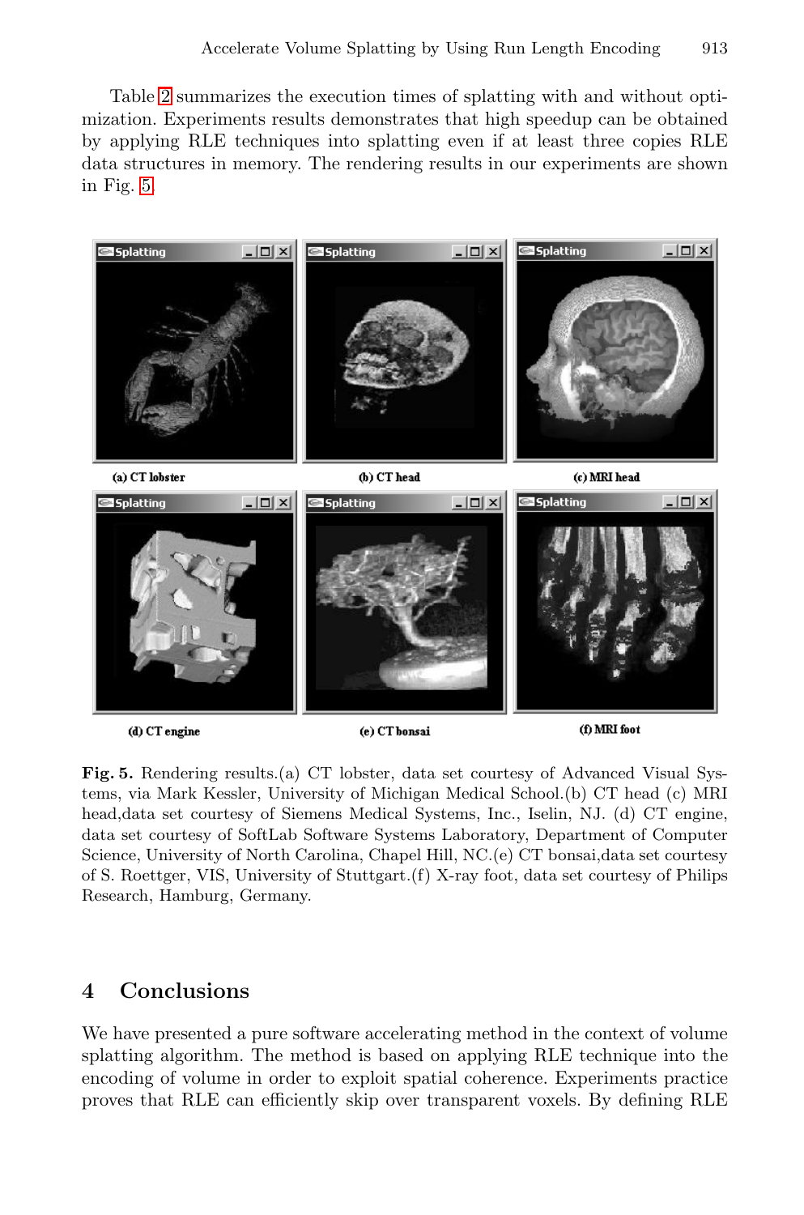Table 2 summarizes the execution times of splatting with and without optimization. Experiments results demonstrates that high speedup can be obtained by applying RLE techniques into splatting even if at least three copies RLE data structures in memory. The rendering results in our experiments are shown in Fig. 5

(a) CT lobster (b) CT head (c) MRI head

(d) CT engine (e) CT bonsai (f) MRI foot

**Fig. 5.** Rendering results.(a) CT lobster, data set courtesy of Advanced Visual Systems, via Mark Kessler, University of Michigan Medical School.(b) CT head (c) MRI head,data set courtesy of Siemens Medical Systems, Inc., Iselin, NJ. (d) CT engine, data set courtesy of SoftLab Software Systems Laboratory, Department of Computer Science, University of North Carolina, Chapel Hill, NC.(e) CT bonsai,data set courtesy of S. Roettger, VIS, University of Stuttgart.(f) X-ray foot, data set courtesy of Philips Research, Hamburg, Germany.

## 4 Conclusions

We have presented a pure software accelerating method in the context of volume splatting algorithm. The method is based on applying RLE technique into the encoding of volume in order to exploit spatial coherence. Experiments practice proves that RLE can efficiently skip over transparent voxels. By defining RLE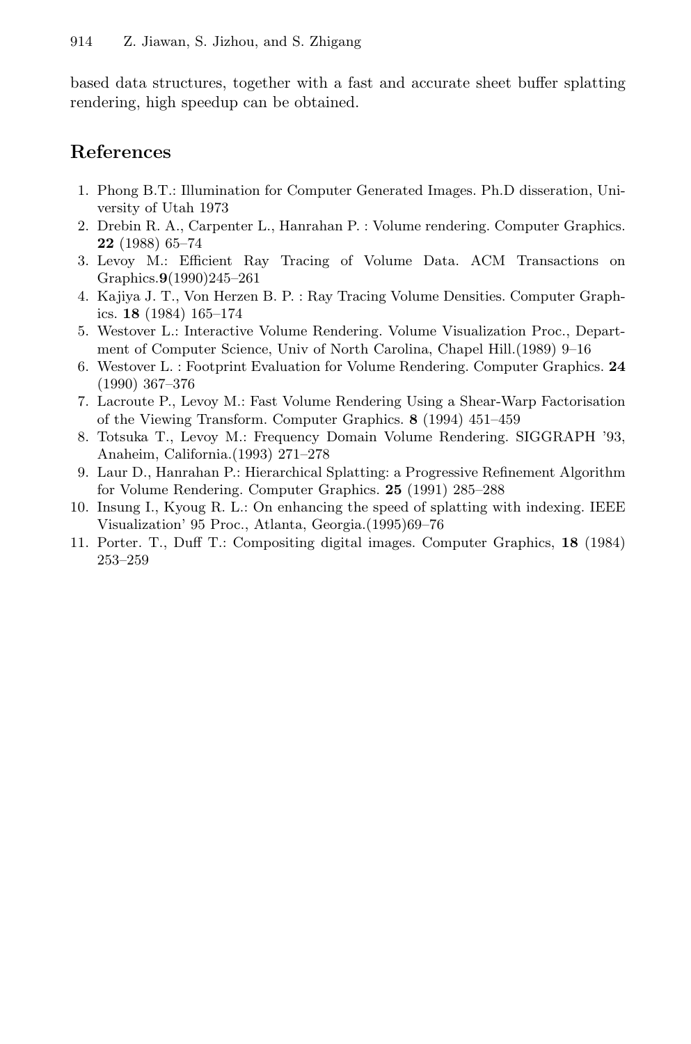based data structures, together with a fast and accurate sheet buffer splatting rendering, high speedup can be obtained.

## References

1. Phong B.T.: Illumination for Computer Generated Images. Ph.D disseration, University of Utah 1973
2. Drebin R. A., Carpenter L., Hanrahan P. : Volume rendering. Computer Graphics. **22** (1988) 65–74
3. Levoy M.: Efficient Ray Tracing of Volume Data. ACM Transactions on Graphics.**9**(1990)245–261
4. Kajiya J. T., Von Herzen B. P. : Ray Tracing Volume Densities. Computer Graphics. **18** (1984) 165–174
5. Westover L.: Interactive Volume Rendering. Volume Visualization Proc., Department of Computer Science, Univ of North Carolina, Chapel Hill.(1989) 9–16
6. Westover L. : Footprint Evaluation for Volume Rendering. Computer Graphics. **24** (1990) 367–376
7. Lacroute P., Levoy M.: Fast Volume Rendering Using a Shear-Warp Factorisation of the Viewing Transform. Computer Graphics. **8** (1994) 451–459
8. Totsuka T., Levoy M.: Frequency Domain Volume Rendering. SIGGRAPH '93, Anaheim, California.(1993) 271–278
9. Laur D., Hanrahan P.: Hierarchical Splatting: a Progressive Refinement Algorithm for Volume Rendering. Computer Graphics. **25** (1991) 285–288
10. Insung I., Kyoug R. L.: On enhancing the speed of splatting with indexing. IEEE Visualization' 95 Proc., Atlanta, Georgia.(1995)69–76
11. Porter. T., Duff T.: Compositing digital images. Computer Graphics, **18** (1984) 253–259